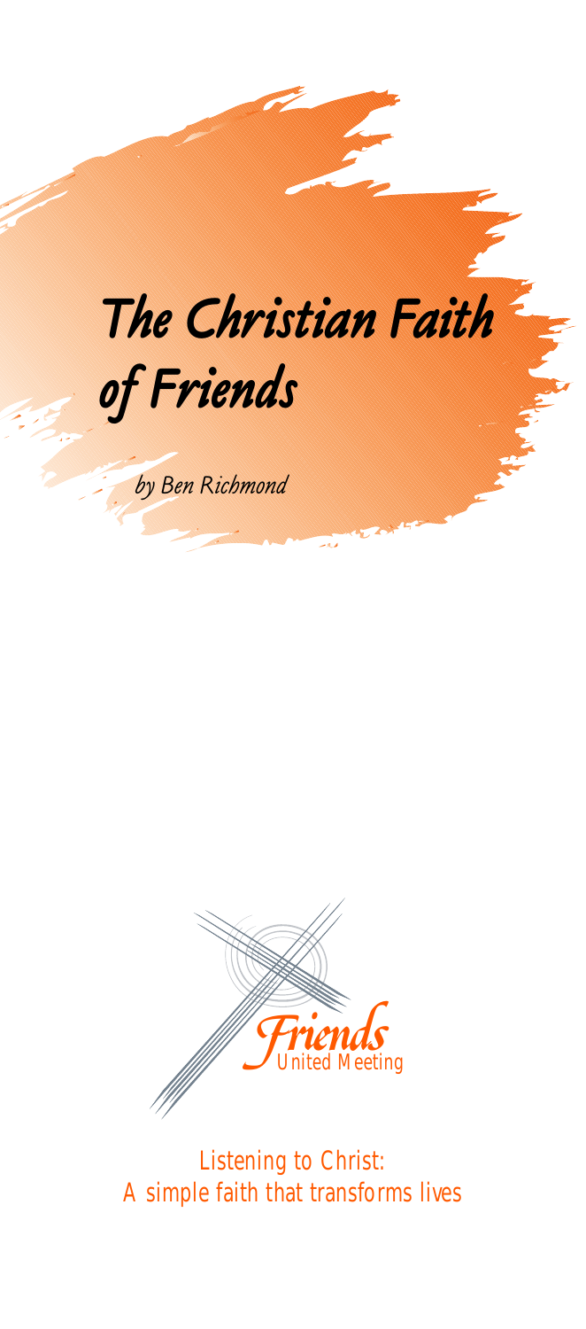# The Christian Faith of Friends

*by Ben Richmond*

Friends United Meeting

Listening to Christ:
A simple faith that transforms lives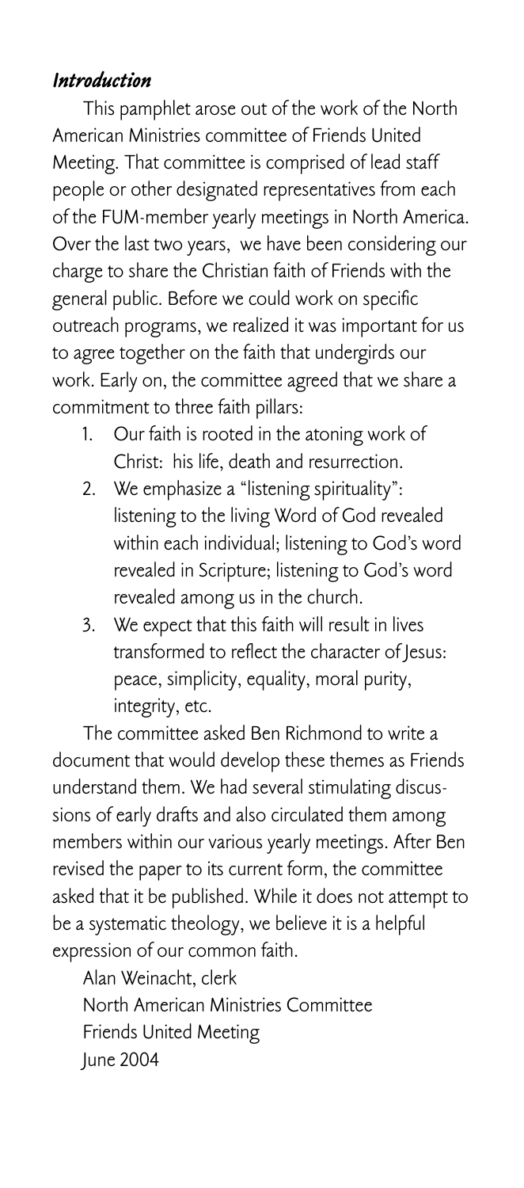## *Introduction*

This pamphlet arose out of the work of the North American Ministries committee of Friends United Meeting. That committee is comprised of lead staff people or other designated representatives from each of the FUM-member yearly meetings in North America. Over the last two years, we have been considering our charge to share the Christian faith of Friends with the general public. Before we could work on specific outreach programs, we realized it was important for us to agree together on the faith that undergirds our work. Early on, the committee agreed that we share a commitment to three faith pillars:

1. Our faith is rooted in the atoning work of Christ: his life, death and resurrection.
2. We emphasize a "listening spirituality": listening to the living Word of God revealed within each individual; listening to God's word revealed in Scripture; listening to God's word revealed among us in the church.
3. We expect that this faith will result in lives transformed to reflect the character of Jesus: peace, simplicity, equality, moral purity, integrity, etc.

The committee asked Ben Richmond to write a document that would develop these themes as Friends understand them. We had several stimulating discussions of early drafts and also circulated them among members within our various yearly meetings. After Ben revised the paper to its current form, the committee asked that it be published. While it does not attempt to be a systematic theology, we believe it is a helpful expression of our common faith.

Alan Weinacht, clerk
North American Ministries Committee
Friends United Meeting
June 2004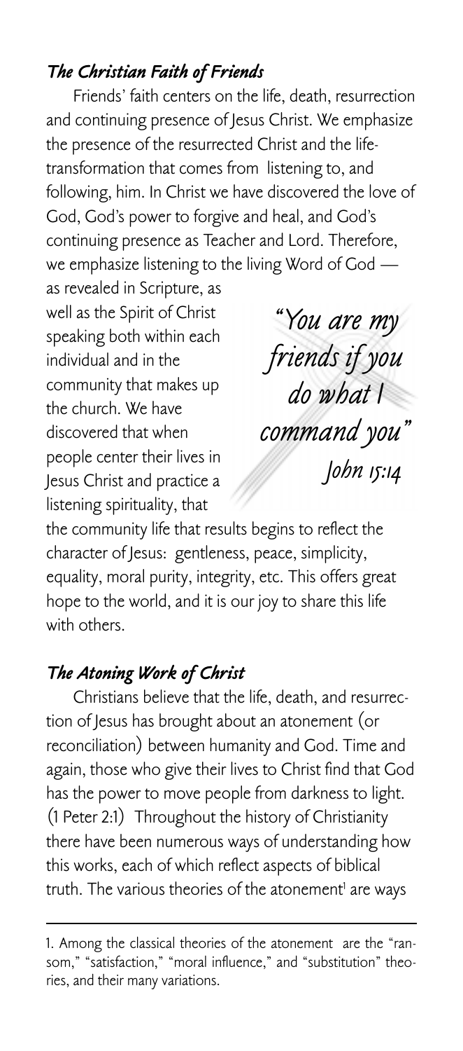### *The Christian Faith of Friends*

Friends' faith centers on the life, death, resurrection and continuing presence of Jesus Christ. We emphasize the presence of the resurrected Christ and the life-transformation that comes from listening to, and following, him. In Christ we have discovered the love of God, God's power to forgive and heal, and God's continuing presence as Teacher and Lord. Therefore, we emphasize listening to the living Word of God — as revealed in Scripture, as well as the Spirit of Christ speaking both within each individual and in the community that makes up the church. We have discovered that when people center their lives in Jesus Christ and practice a listening spirituality, that the community life that results begins to reflect the character of Jesus: gentleness, peace, simplicity, equality, moral purity, integrity, etc. This offers great hope to the world, and it is our joy to share this life with others.

> *"You are my friends if you do what I command you"*
> *John 15:14*

### *The Atoning Work of Christ*

Christians believe that the life, death, and resurrection of Jesus has brought about an atonement (or reconciliation) between humanity and God. Time and again, those who give their lives to Christ find that God has the power to move people from darkness to light. (1 Peter 2:1) Throughout the history of Christianity there have been numerous ways of understanding how this works, each of which reflect aspects of biblical truth. The various theories of the atonement[1] are ways

---

1. Among the classical theories of the atonement are the "ransom," "satisfaction," "moral influence," and "substitution" theories, and their many variations.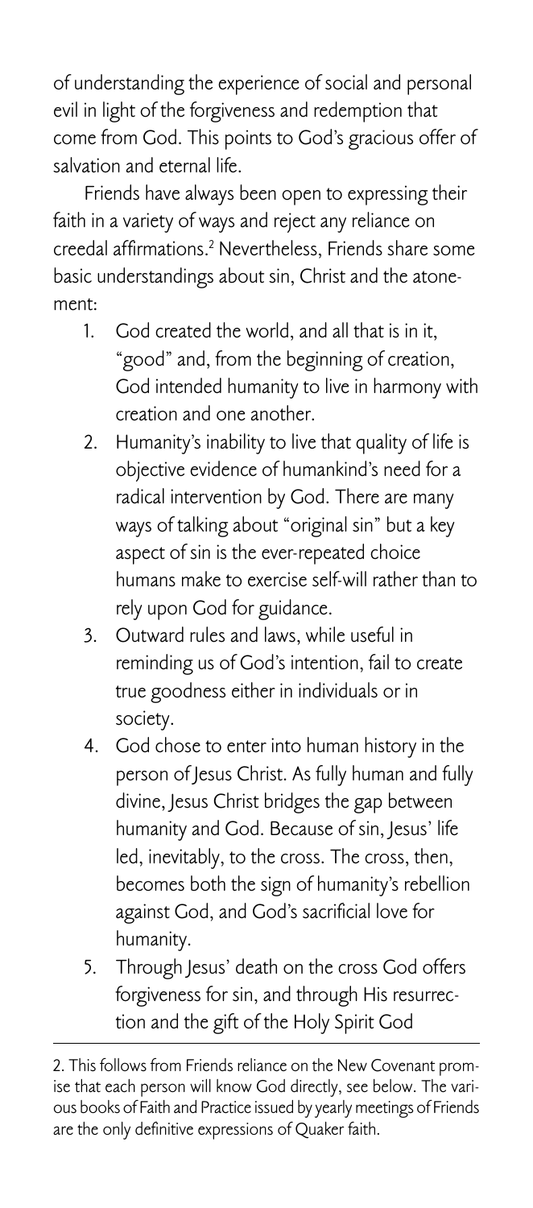of understanding the experience of social and personal evil in light of the forgiveness and redemption that come from God. This points to God's gracious offer of salvation and eternal life.

Friends have always been open to expressing their faith in a variety of ways and reject any reliance on creedal affirmations.[2] Nevertheless, Friends share some basic understandings about sin, Christ and the atonement:

1. God created the world, and all that is in it, "good" and, from the beginning of creation, God intended humanity to live in harmony with creation and one another.
2. Humanity's inability to live that quality of life is objective evidence of humankind's need for a radical intervention by God. There are many ways of talking about "original sin" but a key aspect of sin is the ever-repeated choice humans make to exercise self-will rather than to rely upon God for guidance.
3. Outward rules and laws, while useful in reminding us of God's intention, fail to create true goodness either in individuals or in society.
4. God chose to enter into human history in the person of Jesus Christ. As fully human and fully divine, Jesus Christ bridges the gap between humanity and God. Because of sin, Jesus' life led, inevitably, to the cross. The cross, then, becomes both the sign of humanity's rebellion against God, and God's sacrificial love for humanity.
5. Through Jesus' death on the cross God offers forgiveness for sin, and through His resurrection and the gift of the Holy Spirit God

---

2. This follows from Friends reliance on the New Covenant promise that each person will know God directly, see below. The various books of Faith and Practice issued by yearly meetings of Friends are the only definitive expressions of Quaker faith.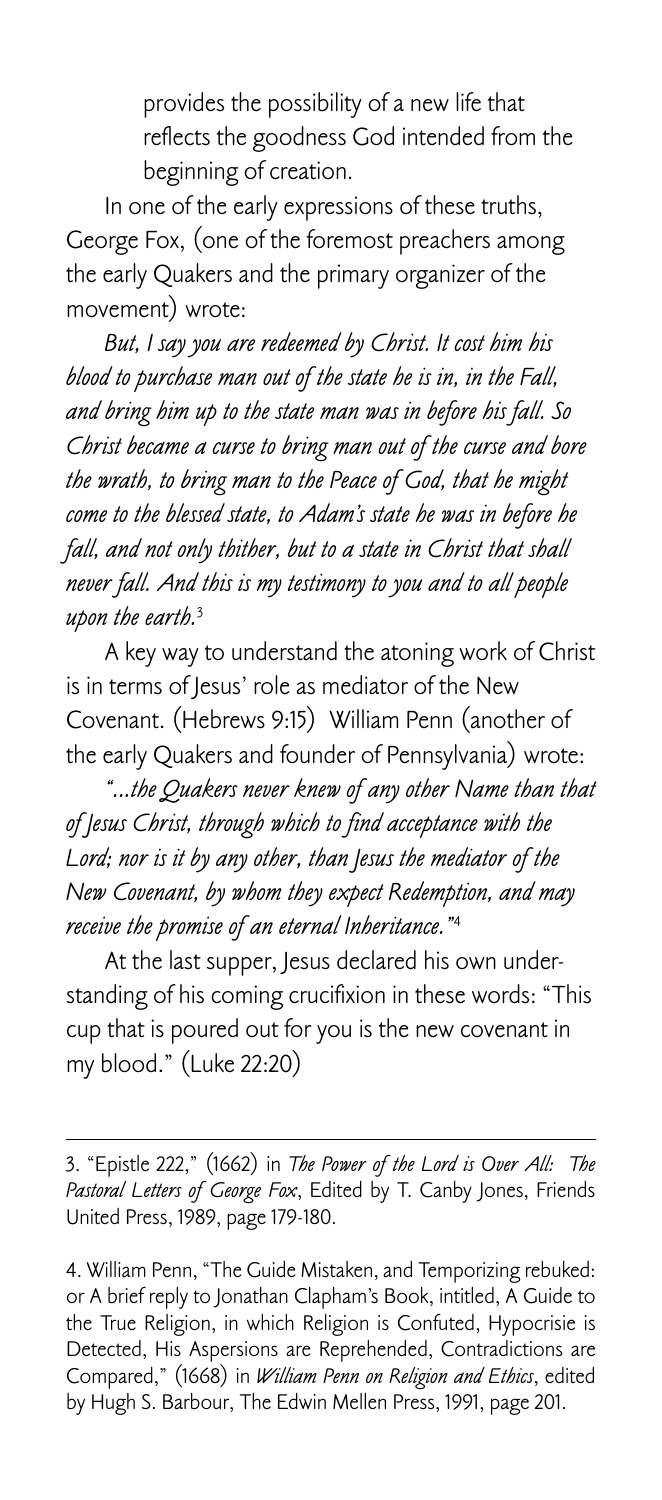provides the possibility of a new life that reflects the goodness God intended from the beginning of creation.

In one of the early expressions of these truths, George Fox, (one of the foremost preachers among the early Quakers and the primary organizer of the movement) wrote:

*But, I say you are redeemed by Christ. It cost him his blood to purchase man out of the state he is in, in the Fall, and bring him up to the state man was in before his fall. So Christ became a curse to bring man out of the curse and bore the wrath, to bring man to the Peace of God, that he might come to the blessed state, to Adam's state he was in before he fall, and not only thither, but to a state in Christ that shall never fall. And this is my testimony to you and to all people upon the earth.*[3]

A key way to understand the atoning work of Christ is in terms of Jesus' role as mediator of the New Covenant. (Hebrews 9:15) William Penn (another of the early Quakers and founder of Pennsylvania) wrote:

*"...the Quakers never knew of any other Name than that of Jesus Christ, through which to find acceptance with the Lord; nor is it by any other, than Jesus the mediator of the New Covenant, by whom they expect Redemption, and may receive the promise of an eternal Inheritance."*[4]

At the last supper, Jesus declared his own understanding of his coming crucifixion in these words: "This cup that is poured out for you is the new covenant in my blood." (Luke 22:20)

---

3. "Epistle 222," (1662) in *The Power of the Lord is Over All: The Pastoral Letters of George Fox*, Edited by T. Canby Jones, Friends United Press, 1989, page 179-180.

4. William Penn, "The Guide Mistaken, and Temporizing rebuked: or A brief reply to Jonathan Clapham's Book, intitled, A Guide to the True Religion, in which Religion is Confuted, Hypocrisie is Detected, His Aspersions are Reprehended, Contradictions are Compared," (1668) in *William Penn on Religion and Ethics*, edited by Hugh S. Barbour, The Edwin Mellen Press, 1991, page 201.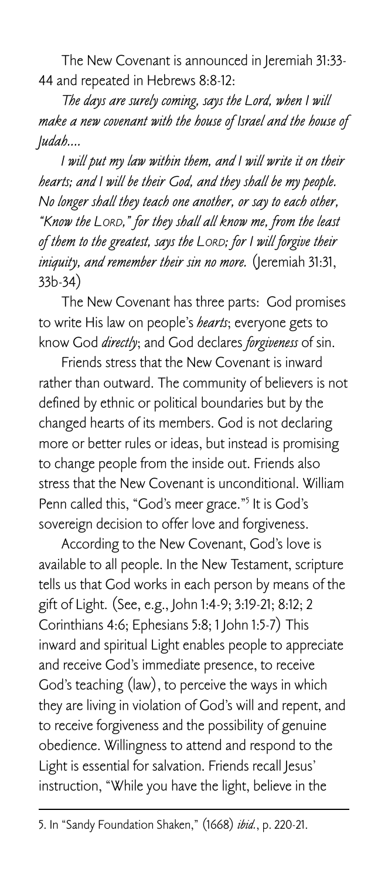The New Covenant is announced in Jeremiah 31:33-44 and repeated in Hebrews 8:8-12:

*The days are surely coming, says the Lord, when I will make a new covenant with the house of Israel and the house of Judah....*

*I will put my law within them, and I will write it on their hearts; and I will be their God, and they shall be my people. No longer shall they teach one another, or say to each other, "Know the Lord," for they shall all know me, from the least of them to the greatest, says the Lord; for I will forgive their iniquity, and remember their sin no more.* (Jeremiah 31:31, 33b-34)

The New Covenant has three parts: God promises to write His law on people's *hearts*; everyone gets to know God *directly*; and God declares *forgiveness* of sin.

Friends stress that the New Covenant is inward rather than outward. The community of believers is not defined by ethnic or political boundaries but by the changed hearts of its members. God is not declaring more or better rules or ideas, but instead is promising to change people from the inside out. Friends also stress that the New Covenant is unconditional. William Penn called this, "God's meer grace."[5] It is God's sovereign decision to offer love and forgiveness.

According to the New Covenant, God's love is available to all people. In the New Testament, scripture tells us that God works in each person by means of the gift of Light. (See, e.g., John 1:4-9; 3:19-21; 8:12; 2 Corinthians 4:6; Ephesians 5:8; 1 John 1:5-7) This inward and spiritual Light enables people to appreciate and receive God's immediate presence, to receive God's teaching (law), to perceive the ways in which they are living in violation of God's will and repent, and to receive forgiveness and the possibility of genuine obedience. Willingness to attend and respond to the Light is essential for salvation. Friends recall Jesus' instruction, "While you have the light, believe in the

---

5. In "Sandy Foundation Shaken," (1668) *ibid.*, p. 220-21.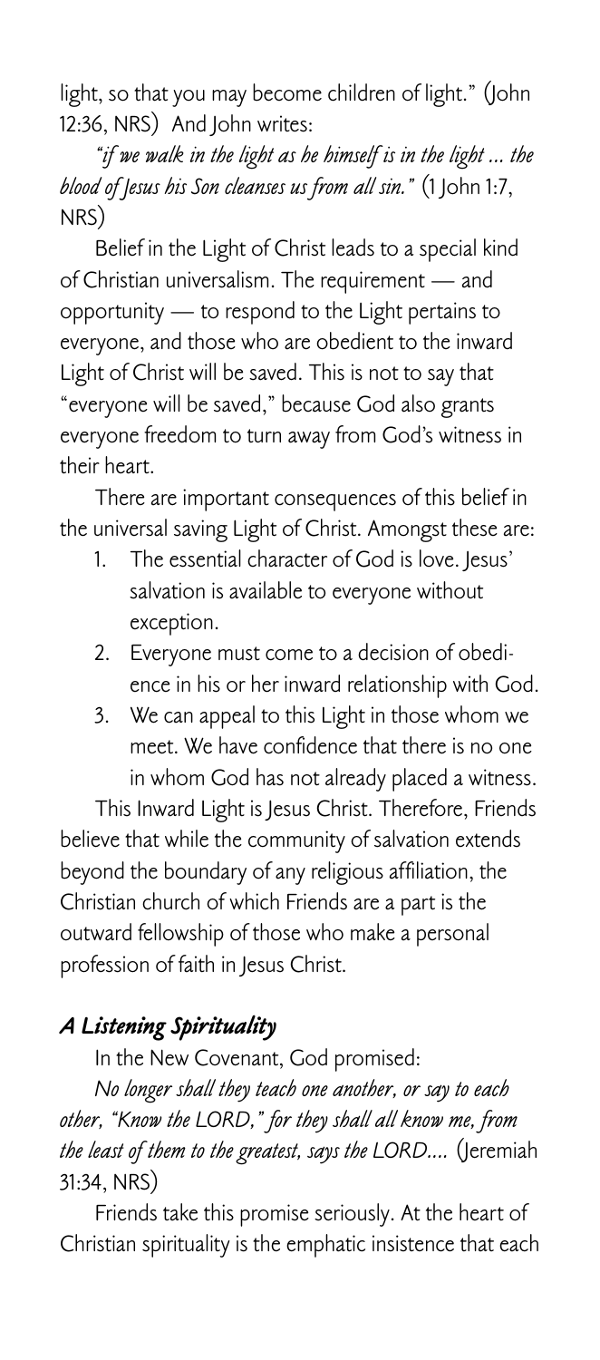light, so that you may become children of light." (John 12:36, NRS) And John writes:

*"if we walk in the light as he himself is in the light ... the blood of Jesus his Son cleanses us from all sin."* (1 John 1:7, NRS)

Belief in the Light of Christ leads to a special kind of Christian universalism. The requirement — and opportunity — to respond to the Light pertains to everyone, and those who are obedient to the inward Light of Christ will be saved. This is not to say that "everyone will be saved," because God also grants everyone freedom to turn away from God's witness in their heart.

There are important consequences of this belief in the universal saving Light of Christ. Amongst these are:

1. The essential character of God is love. Jesus' salvation is available to everyone without exception.
2. Everyone must come to a decision of obedience in his or her inward relationship with God.
3. We can appeal to this Light in those whom we meet. We have confidence that there is no one in whom God has not already placed a witness.

This Inward Light is Jesus Christ. Therefore, Friends believe that while the community of salvation extends beyond the boundary of any religious affiliation, the Christian church of which Friends are a part is the outward fellowship of those who make a personal profession of faith in Jesus Christ.

## *A Listening Spirituality*

In the New Covenant, God promised:

*No longer shall they teach one another, or say to each other, "Know the LORD," for they shall all know me, from the least of them to the greatest, says the LORD....* (Jeremiah 31:34, NRS)

Friends take this promise seriously. At the heart of Christian spirituality is the emphatic insistence that each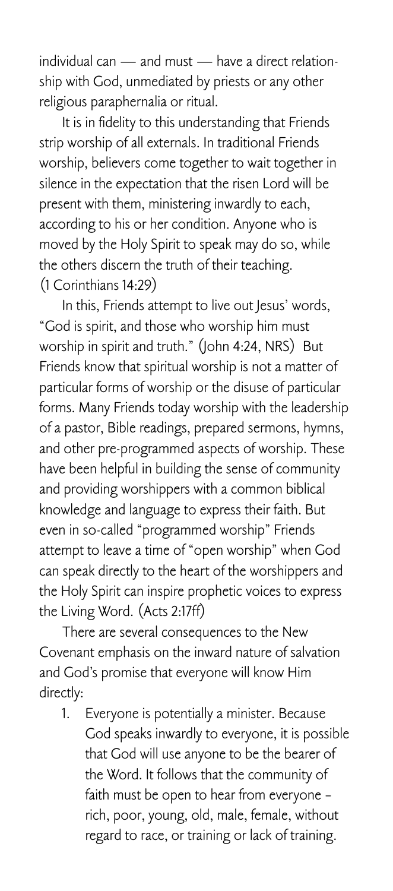individual can — and must — have a direct relationship with God, unmediated by priests or any other religious paraphernalia or ritual.

It is in fidelity to this understanding that Friends strip worship of all externals. In traditional Friends worship, believers come together to wait together in silence in the expectation that the risen Lord will be present with them, ministering inwardly to each, according to his or her condition. Anyone who is moved by the Holy Spirit to speak may do so, while the others discern the truth of their teaching. (1 Corinthians 14:29)

In this, Friends attempt to live out Jesus' words, "God is spirit, and those who worship him must worship in spirit and truth." (John 4:24, NRS) But Friends know that spiritual worship is not a matter of particular forms of worship or the disuse of particular forms. Many Friends today worship with the leadership of a pastor, Bible readings, prepared sermons, hymns, and other pre-programmed aspects of worship. These have been helpful in building the sense of community and providing worshippers with a common biblical knowledge and language to express their faith. But even in so-called "programmed worship" Friends attempt to leave a time of "open worship" when God can speak directly to the heart of the worshippers and the Holy Spirit can inspire prophetic voices to express the Living Word. (Acts 2:17ff)

There are several consequences to the New Covenant emphasis on the inward nature of salvation and God's promise that everyone will know Him directly:

1. Everyone is potentially a minister. Because God speaks inwardly to everyone, it is possible that God will use anyone to be the bearer of the Word. It follows that the community of faith must be open to hear from everyone – rich, poor, young, old, male, female, without regard to race, or training or lack of training.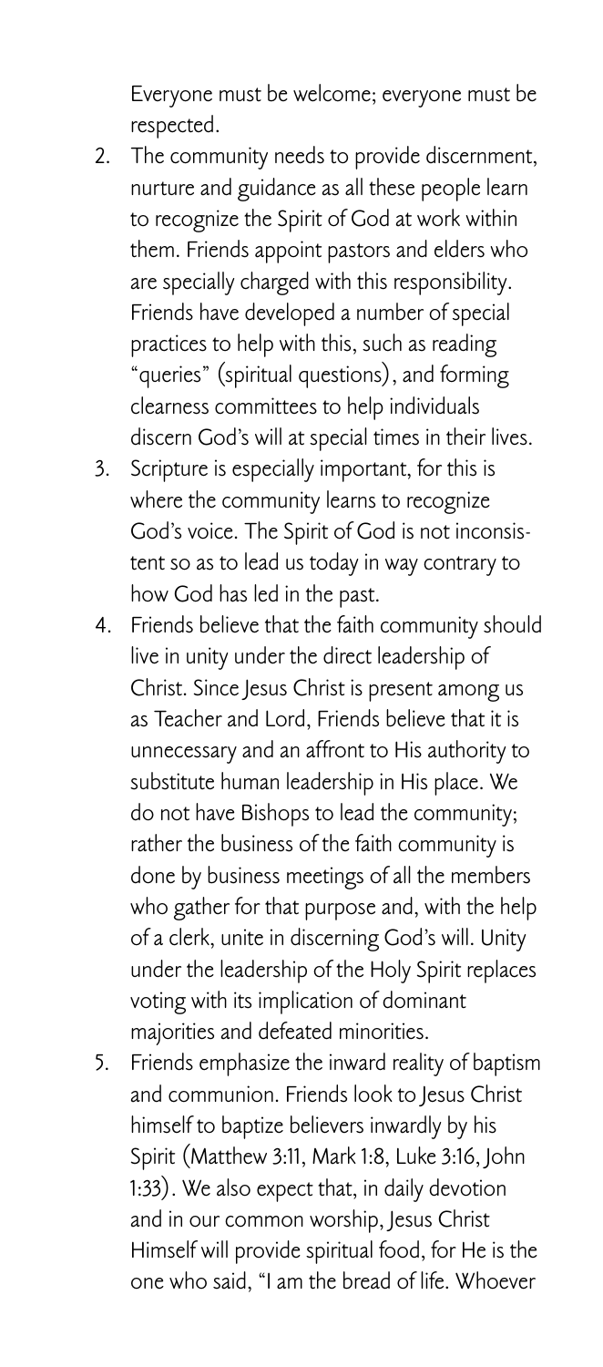Everyone must be welcome; everyone must be respected.

2. The community needs to provide discernment, nurture and guidance as all these people learn to recognize the Spirit of God at work within them. Friends appoint pastors and elders who are specially charged with this responsibility. Friends have developed a number of special practices to help with this, such as reading "queries" (spiritual questions), and forming clearness committees to help individuals discern God's will at special times in their lives.
3. Scripture is especially important, for this is where the community learns to recognize God's voice. The Spirit of God is not inconsistent so as to lead us today in way contrary to how God has led in the past.
4. Friends believe that the faith community should live in unity under the direct leadership of Christ. Since Jesus Christ is present among us as Teacher and Lord, Friends believe that it is unnecessary and an affront to His authority to substitute human leadership in His place. We do not have Bishops to lead the community; rather the business of the faith community is done by business meetings of all the members who gather for that purpose and, with the help of a clerk, unite in discerning God's will. Unity under the leadership of the Holy Spirit replaces voting with its implication of dominant majorities and defeated minorities.
5. Friends emphasize the inward reality of baptism and communion. Friends look to Jesus Christ himself to baptize believers inwardly by his Spirit (Matthew 3:11, Mark 1:8, Luke 3:16, John 1:33). We also expect that, in daily devotion and in our common worship, Jesus Christ Himself will provide spiritual food, for He is the one who said, "I am the bread of life. Whoever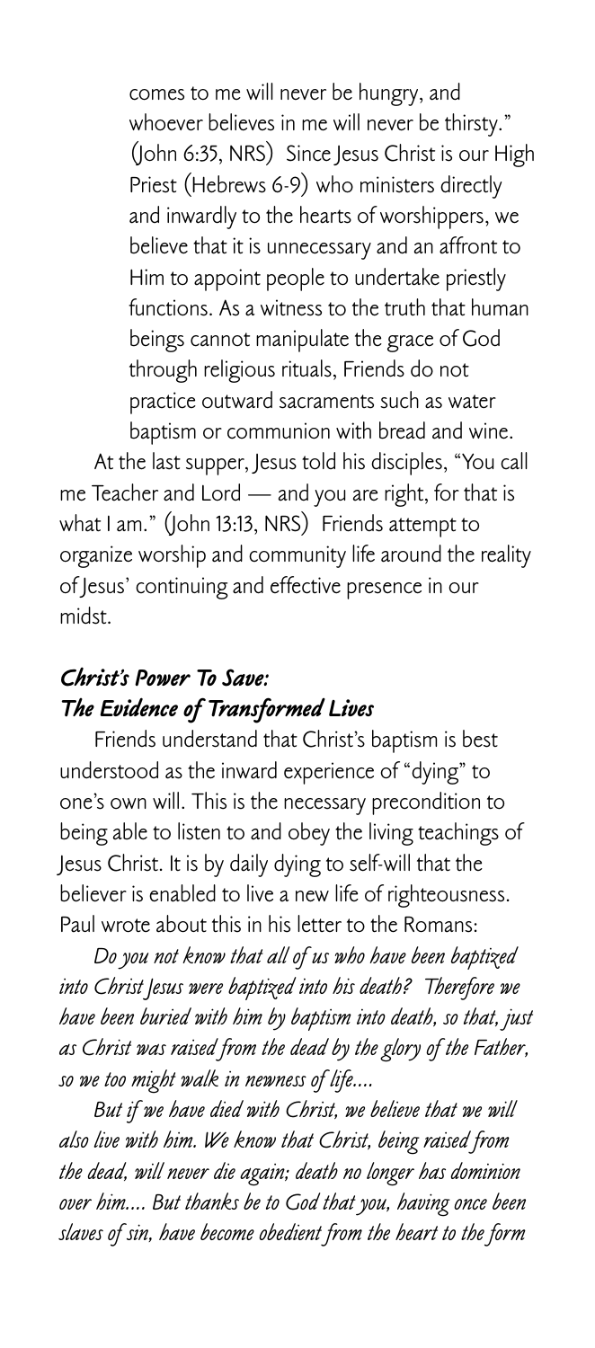comes to me will never be hungry, and whoever believes in me will never be thirsty." (John 6:35, NRS) Since Jesus Christ is our High Priest (Hebrews 6-9) who ministers directly and inwardly to the hearts of worshippers, we believe that it is unnecessary and an affront to Him to appoint people to undertake priestly functions. As a witness to the truth that human beings cannot manipulate the grace of God through religious rituals, Friends do not practice outward sacraments such as water baptism or communion with bread and wine.

At the last supper, Jesus told his disciples, "You call me Teacher and Lord — and you are right, for that is what I am." (John 13:13, NRS) Friends attempt to organize worship and community life around the reality of Jesus' continuing and effective presence in our midst.

### *Christ's Power To Save: The Evidence of Transformed Lives*

Friends understand that Christ's baptism is best understood as the inward experience of "dying" to one's own will. This is the necessary precondition to being able to listen to and obey the living teachings of Jesus Christ. It is by daily dying to self-will that the believer is enabled to live a new life of righteousness. Paul wrote about this in his letter to the Romans:

*Do you not know that all of us who have been baptized into Christ Jesus were baptized into his death? Therefore we have been buried with him by baptism into death, so that, just as Christ was raised from the dead by the glory of the Father, so we too might walk in newness of life....*

*But if we have died with Christ, we believe that we will also live with him. We know that Christ, being raised from the dead, will never die again; death no longer has dominion over him.... But thanks be to God that you, having once been slaves of sin, have become obedient from the heart to the form*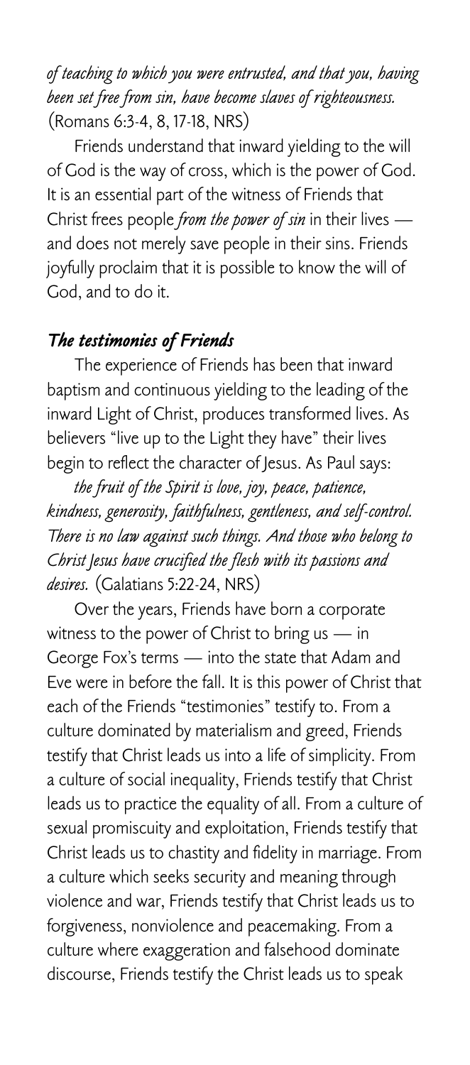*of teaching to which you were entrusted, and that you, having been set free from sin, have become slaves of righteousness.* (Romans 6:3-4, 8, 17-18, NRS)

Friends understand that inward yielding to the will of God is the way of cross, which is the power of God. It is an essential part of the witness of Friends that Christ frees people *from the power of sin* in their lives — and does not merely save people in their sins. Friends joyfully proclaim that it is possible to know the will of God, and to do it.

### *The testimonies of Friends*

The experience of Friends has been that inward baptism and continuous yielding to the leading of the inward Light of Christ, produces transformed lives. As believers "live up to the Light they have" their lives begin to reflect the character of Jesus. As Paul says:

*the fruit of the Spirit is love, joy, peace, patience, kindness, generosity, faithfulness, gentleness, and self-control. There is no law against such things. And those who belong to Christ Jesus have crucified the flesh with its passions and desires.* (Galatians 5:22-24, NRS)

Over the years, Friends have born a corporate witness to the power of Christ to bring us — in George Fox's terms — into the state that Adam and Eve were in before the fall. It is this power of Christ that each of the Friends "testimonies" testify to. From a culture dominated by materialism and greed, Friends testify that Christ leads us into a life of simplicity. From a culture of social inequality, Friends testify that Christ leads us to practice the equality of all. From a culture of sexual promiscuity and exploitation, Friends testify that Christ leads us to chastity and fidelity in marriage. From a culture which seeks security and meaning through violence and war, Friends testify that Christ leads us to forgiveness, nonviolence and peacemaking. From a culture where exaggeration and falsehood dominate discourse, Friends testify the Christ leads us to speak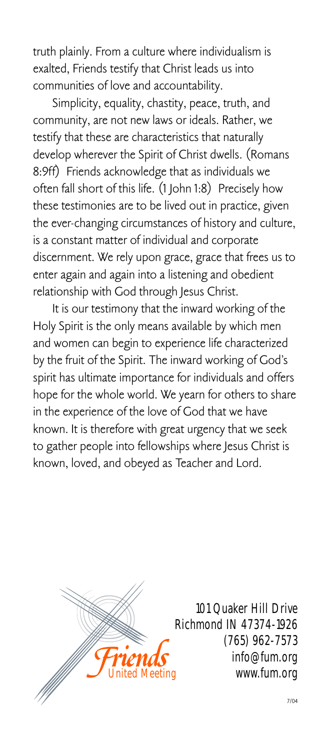truth plainly. From a culture where individualism is exalted, Friends testify that Christ leads us into communities of love and accountability.

Simplicity, equality, chastity, peace, truth, and community, are not new laws or ideals. Rather, we testify that these are characteristics that naturally develop wherever the Spirit of Christ dwells. (Romans 8:9ff) Friends acknowledge that as individuals we often fall short of this life. (1 John 1:8) Precisely how these testimonies are to be lived out in practice, given the ever-changing circumstances of history and culture, is a constant matter of individual and corporate discernment. We rely upon grace, grace that frees us to enter again and again into a listening and obedient relationship with God through Jesus Christ.

It is our testimony that the inward working of the Holy Spirit is the only means available by which men and women can begin to experience life characterized by the fruit of the Spirit. The inward working of God's spirit has ultimate importance for individuals and offers hope for the whole world. We yearn for others to share in the experience of the love of God that we have known. It is therefore with great urgency that we seek to gather people into fellowships where Jesus Christ is known, loved, and obeyed as Teacher and Lord.

Friends United Meeting

101 Quaker Hill Drive
Richmond IN 47374-1926
(765) 962-7573
info@fum.org
www.fum.org

7/04